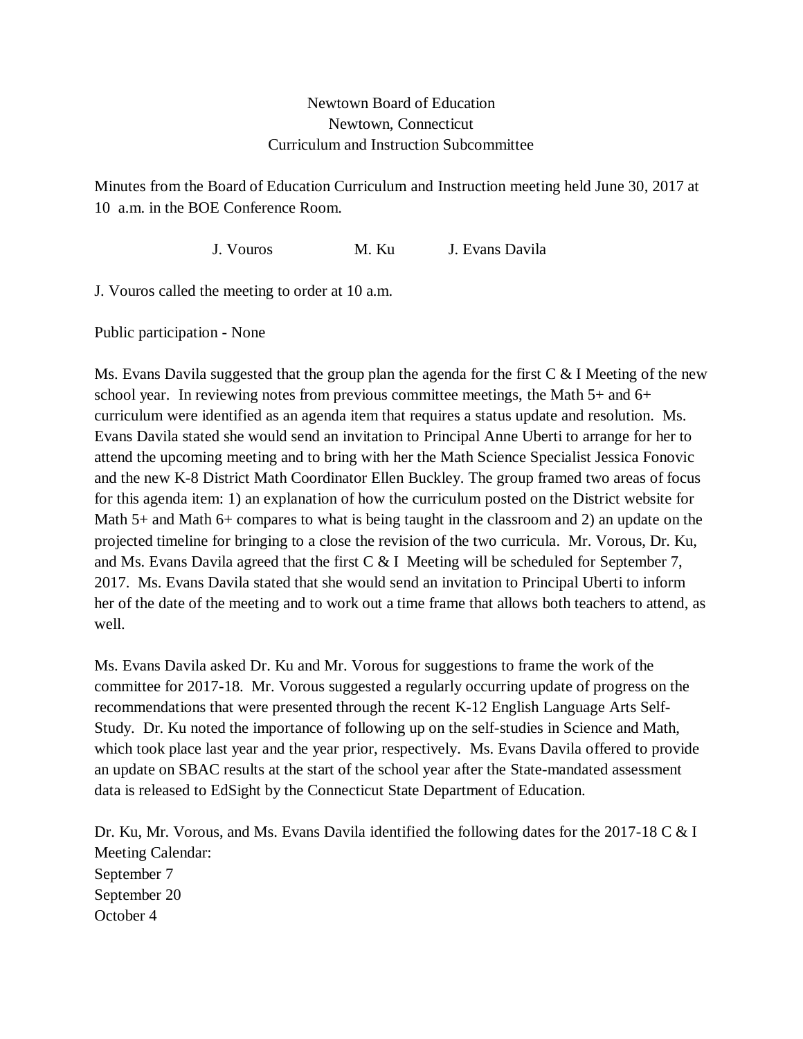Newtown Board of Education
Newtown, Connecticut
Curriculum and Instruction Subcommittee

Minutes from the Board of Education Curriculum and Instruction meeting held June 30, 2017 at 10 a.m. in the BOE Conference Room.

J. Vouros M. Ku J. Evans Davila

J. Vouros called the meeting to order at 10 a.m.

Public participation - None

Ms. Evans Davila suggested that the group plan the agenda for the first C & I Meeting of the new school year. In reviewing notes from previous committee meetings, the Math 5+ and 6+ curriculum were identified as an agenda item that requires a status update and resolution. Ms. Evans Davila stated she would send an invitation to Principal Anne Uberti to arrange for her to attend the upcoming meeting and to bring with her the Math Science Specialist Jessica Fonovic and the new K-8 District Math Coordinator Ellen Buckley. The group framed two areas of focus for this agenda item: 1) an explanation of how the curriculum posted on the District website for Math 5+ and Math 6+ compares to what is being taught in the classroom and 2) an update on the projected timeline for bringing to a close the revision of the two curricula. Mr. Vorous, Dr. Ku, and Ms. Evans Davila agreed that the first C & I Meeting will be scheduled for September 7, 2017. Ms. Evans Davila stated that she would send an invitation to Principal Uberti to inform her of the date of the meeting and to work out a time frame that allows both teachers to attend, as well.

Ms. Evans Davila asked Dr. Ku and Mr. Vorous for suggestions to frame the work of the committee for 2017-18. Mr. Vorous suggested a regularly occurring update of progress on the recommendations that were presented through the recent K-12 English Language Arts Self-Study. Dr. Ku noted the importance of following up on the self-studies in Science and Math, which took place last year and the year prior, respectively. Ms. Evans Davila offered to provide an update on SBAC results at the start of the school year after the State-mandated assessment data is released to EdSight by the Connecticut State Department of Education.

Dr. Ku, Mr. Vorous, and Ms. Evans Davila identified the following dates for the 2017-18 C & I Meeting Calendar:
September 7
September 20
October 4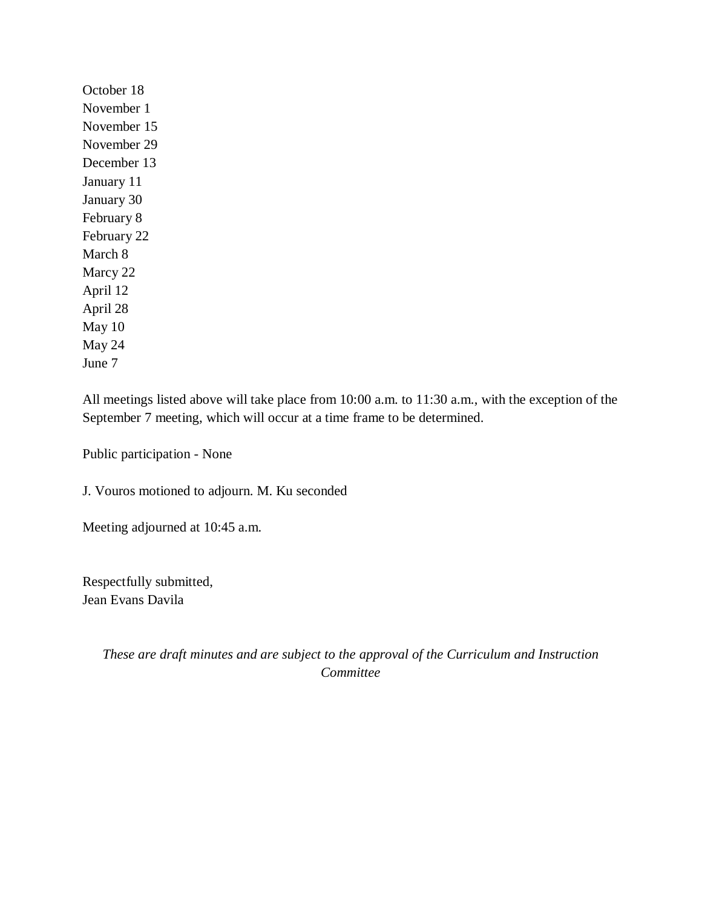October 18
November 1
November 15
November 29
December 13
January 11
January 30
February 8
February 22
March 8
Marcy 22
April 12
April 28
May 10
May 24
June 7

All meetings listed above will take place from 10:00 a.m. to 11:30 a.m., with the exception of the September 7 meeting, which will occur at a time frame to be determined.

Public participation - None

J. Vouros motioned to adjourn. M. Ku seconded

Meeting adjourned at 10:45 a.m.

Respectfully submitted,
Jean Evans Davila

*These are draft minutes and are subject to the approval of the Curriculum and Instruction Committee*